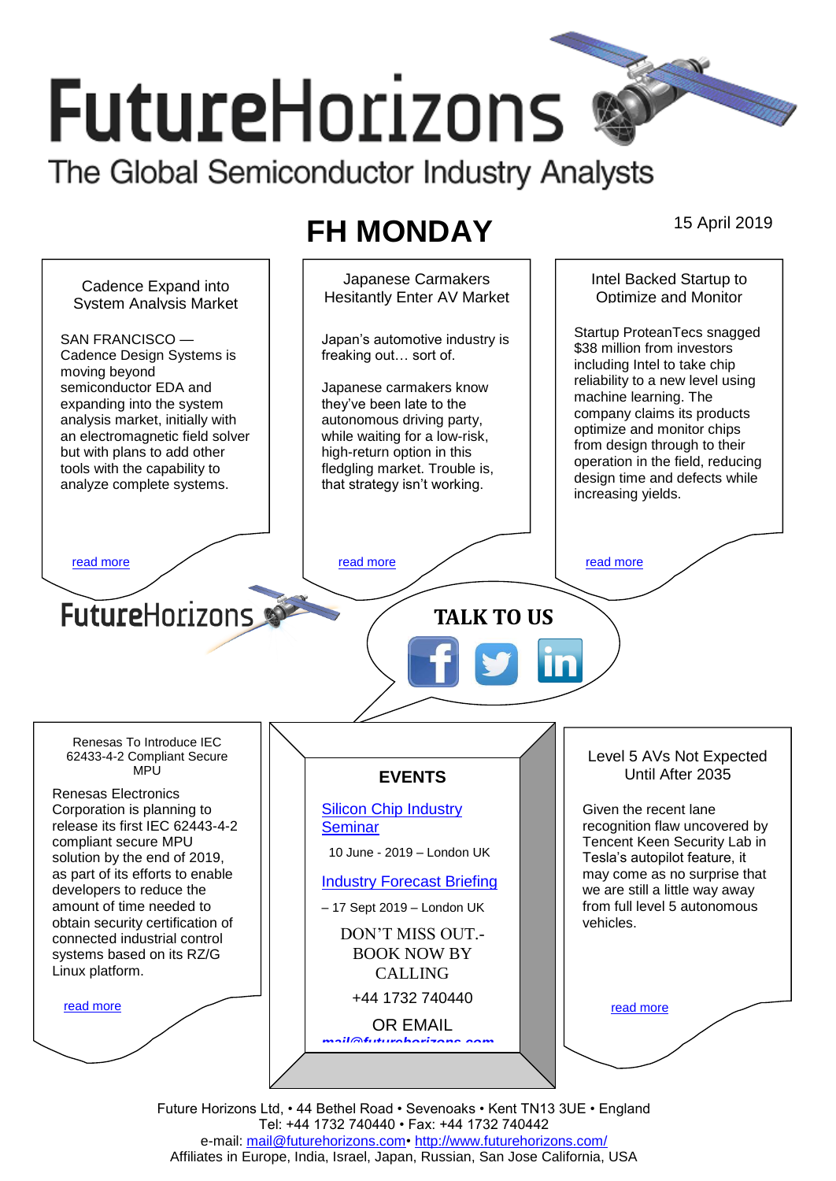# FutureHorizons

The Global Semiconductor Industry Analysts

## FH MONDAY

15 April 2019

### Cadence Expand into System Analysis Market

SAN FRANCISCO — Cadence Design Systems is moving beyond semiconductor EDA and expanding into the system analysis market, initially with an electromagnetic field solver but with plans to add other tools with the capability to analyze complete systems.

read more

### Japanese Carmakers Hesitantly Enter AV Market

Japan's automotive industry is freaking out… sort of.

Japanese carmakers know they've been late to the autonomous driving party, while waiting for a low-risk, high-return option in this fledgling market. Trouble is, that strategy isn't working.

read more

### Intel Backed Startup to Optimize and Monitor

Startup ProteanTecs snagged $38 million from investors including Intel to take chip reliability to a new level using machine learning. The company claims its products optimize and monitor chips from design through to their operation in the field, reducing design time and defects while increasing yields.

read more

FutureHorizons

**TALK TO US**

### Renesas To Introduce IEC 62433-4-2 Compliant Secure MPU

Renesas Electronics Corporation is planning to release its first IEC 62443-4-2 compliant secure MPU solution by the end of 2019, as part of its efforts to enable developers to reduce the amount of time needed to obtain security certification of connected industrial control systems based on its RZ/G Linux platform.

read more

### EVENTS

Silicon Chip Industry Seminar

10 June - 2019 – London UK

Industry Forecast Briefing

– 17 Sept 2019 – London UK

DON'T MISS OUT.- BOOK NOW BY CALLING

+44 1732 740440

OR EMAIL

mail@futurehorizons.com

### Level 5 AVs Not Expected Until After 2035

Given the recent lane recognition flaw uncovered by Tencent Keen Security Lab in Tesla's autopilot feature, it may come as no surprise that we are still a little way away from full level 5 autonomous vehicles.

read more

Future Horizons Ltd, • 44 Bethel Road • Sevenoaks • Kent TN13 3UE • England
Tel: +44 1732 740440 • Fax: +44 1732 740442
e-mail: mail@futurehorizons.com• http://www.futurehorizons.com/
Affiliates in Europe, India, Israel, Japan, Russian, San Jose California, USA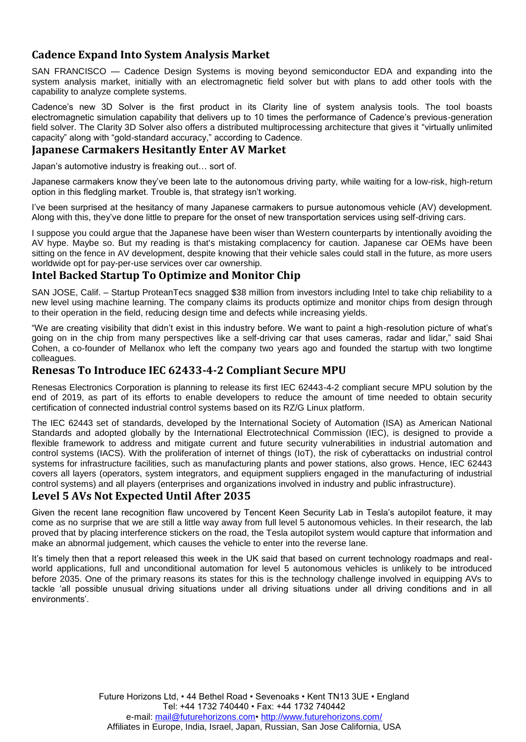## Cadence Expand Into System Analysis Market

SAN FRANCISCO — Cadence Design Systems is moving beyond semiconductor EDA and expanding into the system analysis market, initially with an electromagnetic field solver but with plans to add other tools with the capability to analyze complete systems.

Cadence's new 3D Solver is the first product in its Clarity line of system analysis tools. The tool boasts electromagnetic simulation capability that delivers up to 10 times the performance of Cadence's previous-generation field solver. The Clarity 3D Solver also offers a distributed multiprocessing architecture that gives it "virtually unlimited capacity" along with "gold-standard accuracy," according to Cadence.

## Japanese Carmakers Hesitantly Enter AV Market

Japan's automotive industry is freaking out… sort of.

Japanese carmakers know they've been late to the autonomous driving party, while waiting for a low-risk, high-return option in this fledgling market. Trouble is, that strategy isn't working.

I've been surprised at the hesitancy of many Japanese carmakers to pursue autonomous vehicle (AV) development. Along with this, they've done little to prepare for the onset of new transportation services using self-driving cars.

I suppose you could argue that the Japanese have been wiser than Western counterparts by intentionally avoiding the AV hype. Maybe so. But my reading is that's mistaking complacency for caution. Japanese car OEMs have been sitting on the fence in AV development, despite knowing that their vehicle sales could stall in the future, as more users worldwide opt for pay-per-use services over car ownership.

## Intel Backed Startup To Optimize and Monitor Chip

SAN JOSE, Calif. – Startup ProteanTecs snagged $38 million from investors including Intel to take chip reliability to a new level using machine learning. The company claims its products optimize and monitor chips from design through to their operation in the field, reducing design time and defects while increasing yields.

"We are creating visibility that didn't exist in this industry before. We want to paint a high-resolution picture of what's going on in the chip from many perspectives like a self-driving car that uses cameras, radar and lidar," said Shai Cohen, a co-founder of Mellanox who left the company two years ago and founded the startup with two longtime colleagues.

## Renesas To Introduce IEC 62433-4-2 Compliant Secure MPU

Renesas Electronics Corporation is planning to release its first IEC 62443-4-2 compliant secure MPU solution by the end of 2019, as part of its efforts to enable developers to reduce the amount of time needed to obtain security certification of connected industrial control systems based on its RZ/G Linux platform.

The IEC 62443 set of standards, developed by the International Society of Automation (ISA) as American National Standards and adopted globally by the International Electrotechnical Commission (IEC), is designed to provide a flexible framework to address and mitigate current and future security vulnerabilities in industrial automation and control systems (IACS). With the proliferation of internet of things (IoT), the risk of cyberattacks on industrial control systems for infrastructure facilities, such as manufacturing plants and power stations, also grows. Hence, IEC 62443 covers all layers (operators, system integrators, and equipment suppliers engaged in the manufacturing of industrial control systems) and all players (enterprises and organizations involved in industry and public infrastructure).

## Level 5 AVs Not Expected Until After 2035

Given the recent lane recognition flaw uncovered by Tencent Keen Security Lab in Tesla's autopilot feature, it may come as no surprise that we are still a little way away from full level 5 autonomous vehicles. In their research, the lab proved that by placing interference stickers on the road, the Tesla autopilot system would capture that information and make an abnormal judgement, which causes the vehicle to enter into the reverse lane.

It's timely then that a report released this week in the UK said that based on current technology roadmaps and real-world applications, full and unconditional automation for level 5 autonomous vehicles is unlikely to be introduced before 2035. One of the primary reasons its states for this is the technology challenge involved in equipping AVs to tackle 'all possible unusual driving situations under all driving situations under all driving conditions and in all environments'.

Future Horizons Ltd, • 44 Bethel Road • Sevenoaks • Kent TN13 3UE • England
Tel: +44 1732 740440 • Fax: +44 1732 740442
e-mail: mail@futurehorizons.com• http://www.futurehorizons.com/
Affiliates in Europe, India, Israel, Japan, Russian, San Jose California, USA